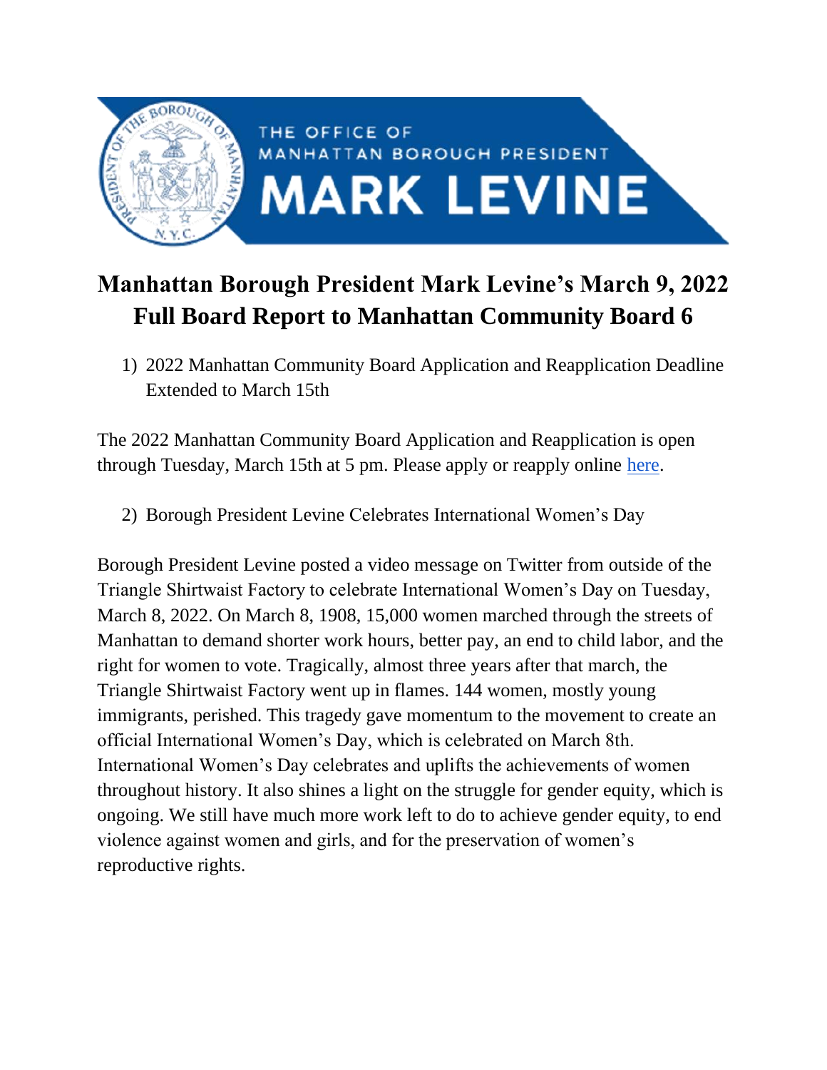THE OFFICE OF MANHATTAN BOROUGH PRESIDENT

MARK LEVINE

# Manhattan Borough President Mark Levine's March 9, 2022 Full Board Report to Manhattan Community Board 6

1) 2022 Manhattan Community Board Application and Reapplication Deadline Extended to March 15th

The 2022 Manhattan Community Board Application and Reapplication is open through Tuesday, March 15th at 5 pm. Please apply or reapply online here.

2) Borough President Levine Celebrates International Women's Day

Borough President Levine posted a video message on Twitter from outside of the Triangle Shirtwaist Factory to celebrate International Women's Day on Tuesday, March 8, 2022. On March 8, 1908, 15,000 women marched through the streets of Manhattan to demand shorter work hours, better pay, an end to child labor, and the right for women to vote. Tragically, almost three years after that march, the Triangle Shirtwaist Factory went up in flames. 144 women, mostly young immigrants, perished. This tragedy gave momentum to the movement to create an official International Women's Day, which is celebrated on March 8th. International Women's Day celebrates and uplifts the achievements of women throughout history. It also shines a light on the struggle for gender equity, which is ongoing. We still have much more work left to do to achieve gender equity, to end violence against women and girls, and for the preservation of women's reproductive rights.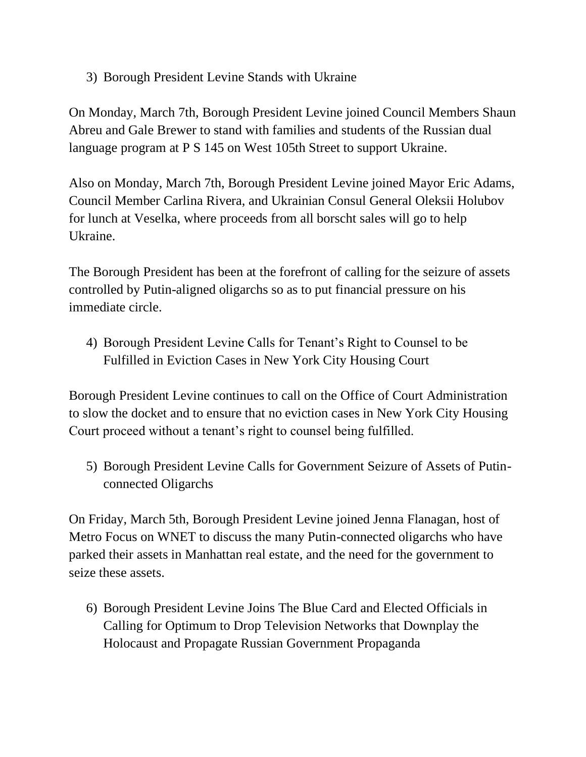3) Borough President Levine Stands with Ukraine

On Monday, March 7th, Borough President Levine joined Council Members Shaun Abreu and Gale Brewer to stand with families and students of the Russian dual language program at P S 145 on West 105th Street to support Ukraine.

Also on Monday, March 7th, Borough President Levine joined Mayor Eric Adams, Council Member Carlina Rivera, and Ukrainian Consul General Oleksii Holubov for lunch at Veselka, where proceeds from all borscht sales will go to help Ukraine.

The Borough President has been at the forefront of calling for the seizure of assets controlled by Putin-aligned oligarchs so as to put financial pressure on his immediate circle.

4) Borough President Levine Calls for Tenant's Right to Counsel to be Fulfilled in Eviction Cases in New York City Housing Court

Borough President Levine continues to call on the Office of Court Administration to slow the docket and to ensure that no eviction cases in New York City Housing Court proceed without a tenant's right to counsel being fulfilled.

5) Borough President Levine Calls for Government Seizure of Assets of Putin-connected Oligarchs

On Friday, March 5th, Borough President Levine joined Jenna Flanagan, host of Metro Focus on WNET to discuss the many Putin-connected oligarchs who have parked their assets in Manhattan real estate, and the need for the government to seize these assets.

6) Borough President Levine Joins The Blue Card and Elected Officials in Calling for Optimum to Drop Television Networks that Downplay the Holocaust and Propagate Russian Government Propaganda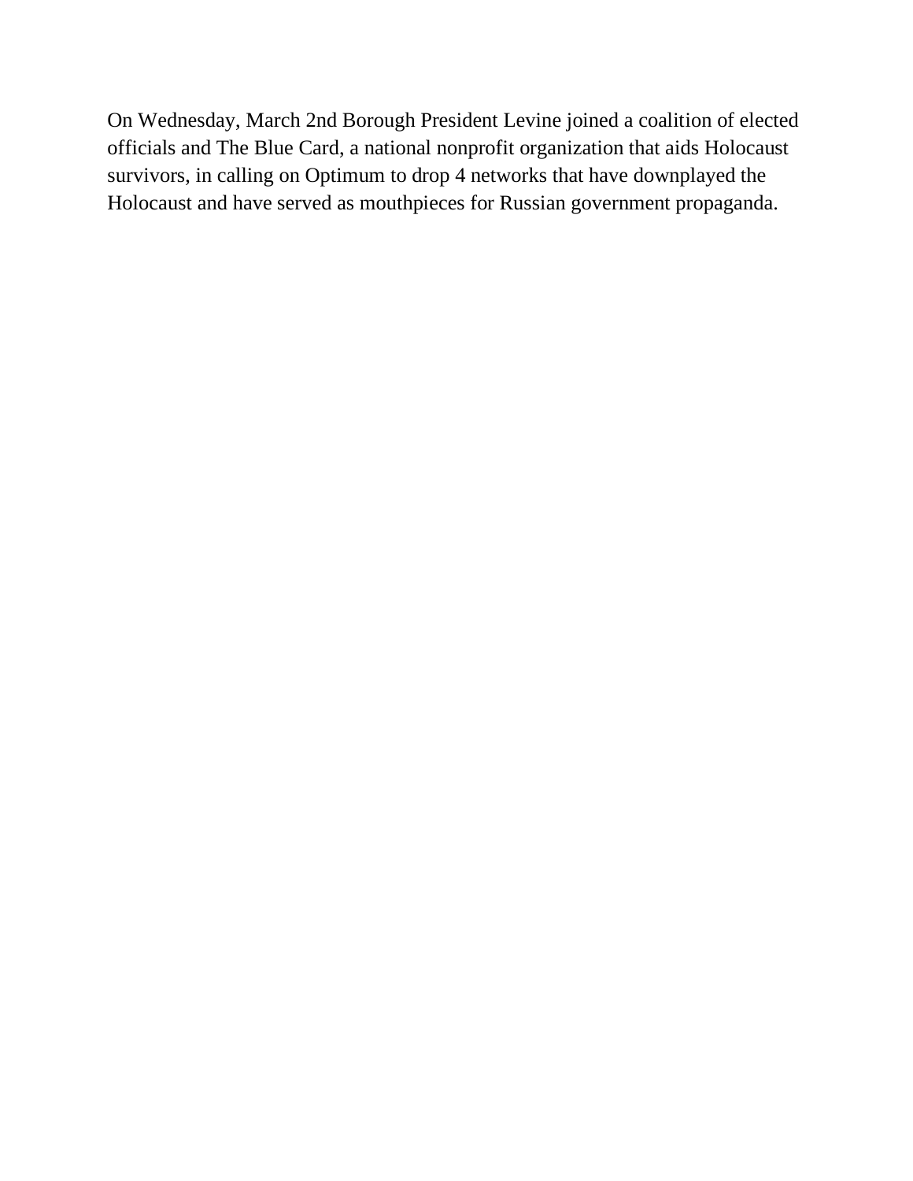On Wednesday, March 2nd Borough President Levine joined a coalition of elected officials and The Blue Card, a national nonprofit organization that aids Holocaust survivors, in calling on Optimum to drop 4 networks that have downplayed the Holocaust and have served as mouthpieces for Russian government propaganda.